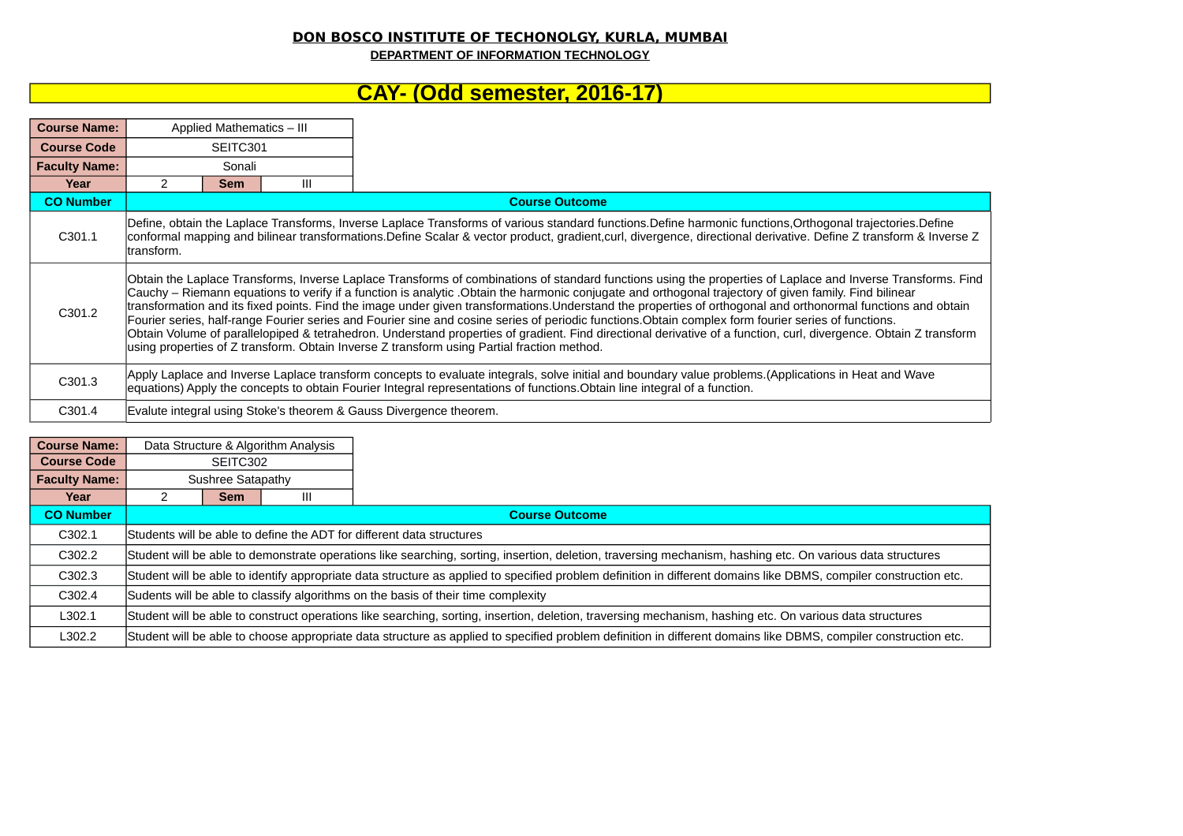**DON BOSCO INSTITUTE OF TECHONOLGY, KURLA, MUMBAI**

**DEPARTMENT OF INFORMATION TECHNOLOGY**

# CAY- (Odd semester, 2016-17)

| **Course Name:** | Applied Mathematics – III | | |
|---|---|---|---|
| **Course Code** | SEITC301 | | |
| **Faculty Name:** | Sonali | | |
| **Year** | 2 | **Sem** | III |

| **CO Number** | **Course Outcome** |
|---|---|
| C301.1 | Define, obtain the Laplace Transforms, Inverse Laplace Transforms of various standard functions.Define harmonic functions,Orthogonal trajectories.Define conformal mapping and bilinear transformations.Define Scalar & vector product, gradient,curl, divergence, directional derivative. Define Z transform & Inverse Z transform. |
| C301.2 | Obtain the Laplace Transforms, Inverse Laplace Transforms of combinations of standard functions using the properties of Laplace and Inverse Transforms. Find Cauchy – Riemann equations to verify if a function is analytic .Obtain the harmonic conjugate and orthogonal trajectory of given family. Find bilinear transformation and its fixed points. Find the image under given transformations.Understand the properties of orthogonal and orthonormal functions and obtain Fourier series, half-range Fourier series and Fourier sine and cosine series of periodic functions.Obtain complex form fourier series of functions. Obtain Volume of parallelopiped & tetrahedron. Understand properties of gradient. Find directional derivative of a function, curl, divergence. Obtain Z transform using properties of Z transform. Obtain Inverse Z transform using Partial fraction method. |
| C301.3 | Apply Laplace and Inverse Laplace transform concepts to evaluate integrals, solve initial and boundary value problems.(Applications in Heat and Wave equations) Apply the concepts to obtain Fourier Integral representations of functions.Obtain line integral of a function. |
| C301.4 | Evalute integral using Stoke's theorem & Gauss Divergence theorem. |

| **Course Name:** | Data Structure & Algorithm Analysis | | |
|---|---|---|---|
| **Course Code** | SEITC302 | | |
| **Faculty Name:** | Sushree Satapathy | | |
| **Year** | 2 | **Sem** | III |

| **CO Number** | **Course Outcome** |
|---|---|
| C302.1 | Students will be able to define the ADT for different data structures |
| C302.2 | Student will be able to demonstrate operations like searching, sorting, insertion, deletion, traversing mechanism, hashing etc. On various data structures |
| C302.3 | Student will be able to identify appropriate data structure as applied to specified problem definition in different domains like DBMS, compiler construction etc. |
| C302.4 | Sudents will be able to classify algorithms on the basis of their time complexity |
| L302.1 | Student will be able to construct operations like searching, sorting, insertion, deletion, traversing mechanism, hashing etc. On various data structures |
| L302.2 | Student will be able to choose appropriate data structure as applied to specified problem definition in different domains like DBMS, compiler construction etc. |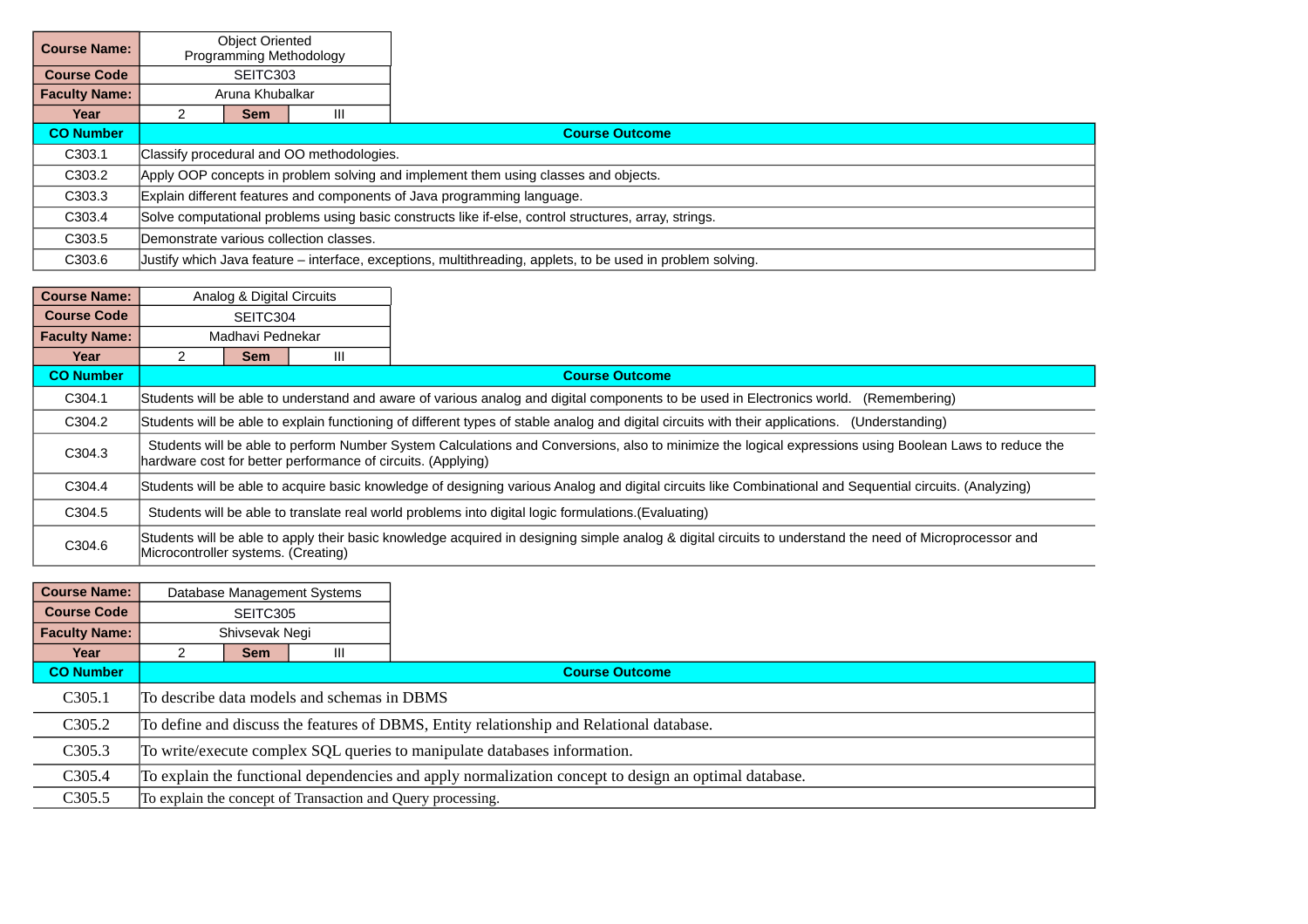| Course Name: | Object Oriented Programming Methodology | | |
|---|---|---|---|
| Course Code | SEITC303 | | |
| Faculty Name: | Aruna Khubalkar | | |
| Year | 2 | Sem | III |

| CO Number | Course Outcome |
|---|---|
| C303.1 | Classify procedural and OO methodologies. |
| C303.2 | Apply OOP concepts in problem solving and implement them using classes and objects. |
| C303.3 | Explain different features and components of Java programming language. |
| C303.4 | Solve computational problems using basic constructs like if-else, control structures, array, strings. |
| C303.5 | Demonstrate various collection classes. |
| C303.6 | Justify which Java feature – interface, exceptions, multithreading, applets, to be used in problem solving. |

| Course Name: | Analog & Digital Circuits | | |
|---|---|---|---|
| Course Code | SEITC304 | | |
| Faculty Name: | Madhavi Pednekar | | |
| Year | 2 | Sem | III |

| CO Number | Course Outcome |
|---|---|
| C304.1 | Students will be able to understand and aware of various analog and digital components to be used in Electronics world. (Remembering) |
| C304.2 | Students will be able to explain functioning of different types of stable analog and digital circuits with their applications. (Understanding) |
| C304.3 | Students will be able to perform Number System Calculations and Conversions, also to minimize the logical expressions using Boolean Laws to reduce the hardware cost for better performance of circuits. (Applying) |
| C304.4 | Students will be able to acquire basic knowledge of designing various Analog and digital circuits like Combinational and Sequential circuits. (Analyzing) |
| C304.5 | Students will be able to translate real world problems into digital logic formulations.(Evaluating) |
| C304.6 | Students will be able to apply their basic knowledge acquired in designing simple analog & digital circuits to understand the need of Microprocessor and Microcontroller systems. (Creating) |

| Course Name: | Database Management Systems | | |
|---|---|---|---|
| Course Code | SEITC305 | | |
| Faculty Name: | Shivsevak Negi | | |
| Year | 2 | Sem | III |

| CO Number | Course Outcome |
|---|---|
| C305.1 | To describe data models and schemas in DBMS |
| C305.2 | To define and discuss the features of DBMS, Entity relationship and Relational database. |
| C305.3 | To write/execute complex SQL queries to manipulate databases information. |
| C305.4 | To explain the functional dependencies and apply normalization concept to design an optimal database. |
| C305.5 | To explain the concept of Transaction and Query processing. |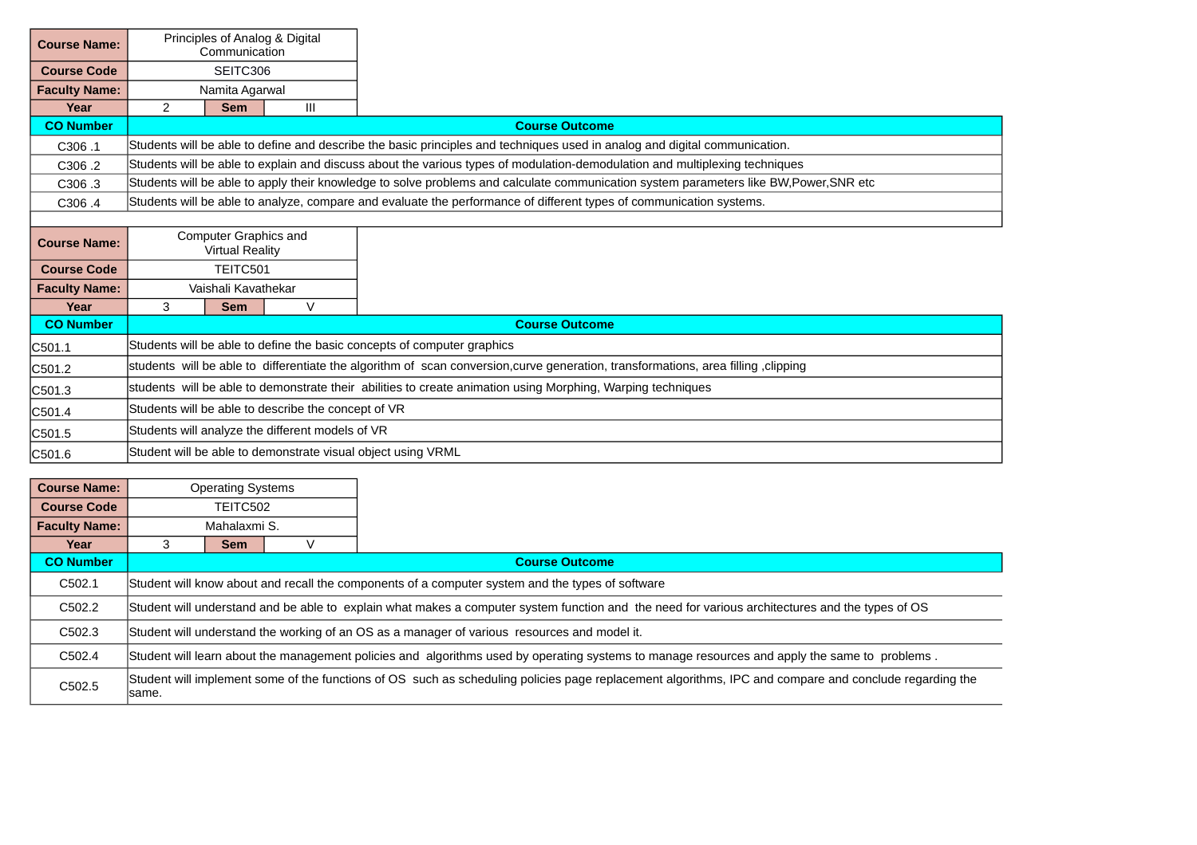| Course Name: | Principles of Analog & Digital Communication | | |
|---|---|---|---|
| Course Code | SEITC306 | | |
| Faculty Name: | Namita Agarwal | | |
| Year | 2 | Sem | III |

| CO Number | Course Outcome |
|---|---|
| C306 .1 | Students will be able to define and describe the basic principles and techniques used in analog and digital communication. |
| C306 .2 | Students will be able to explain and discuss about the various types of modulation-demodulation and multiplexing techniques |
| C306 .3 | Students will be able to apply their knowledge to solve problems and calculate communication system parameters like BW,Power,SNR etc |
| C306 .4 | Students will be able to analyze, compare and evaluate the performance of different types of communication systems. |

| Course Name: | Computer Graphics and Virtual Reality | | |
|---|---|---|---|
| Course Code | TEITC501 | | |
| Faculty Name: | Vaishali Kavathekar | | |
| Year | 3 | Sem | V |

| CO Number | Course Outcome |
|---|---|
| C501.1 | Students will be able to define the basic concepts of computer graphics |
| C501.2 | students will be able to differentiate the algorithm of scan conversion,curve generation, transformations, area filling ,clipping |
| C501.3 | students will be able to demonstrate their abilities to create animation using Morphing, Warping techniques |
| C501.4 | Students will be able to describe the concept of VR |
| C501.5 | Students will analyze the different models of VR |
| C501.6 | Student will be able to demonstrate visual object using VRML |

| Course Name: | Operating Systems | | |
|---|---|---|---|
| Course Code | TEITC502 | | |
| Faculty Name: | Mahalaxmi S. | | |
| Year | 3 | Sem | V |

| CO Number | Course Outcome |
|---|---|
| C502.1 | Student will know about and recall the components of a computer system and the types of software |
| C502.2 | Student will understand and be able to explain what makes a computer system function and the need for various architectures and the types of OS |
| C502.3 | Student will understand the working of an OS as a manager of various resources and model it. |
| C502.4 | Student will learn about the management policies and algorithms used by operating systems to manage resources and apply the same to problems . |
| C502.5 | Student will implement some of the functions of OS such as scheduling policies page replacement algorithms, IPC and compare and conclude regarding the same. |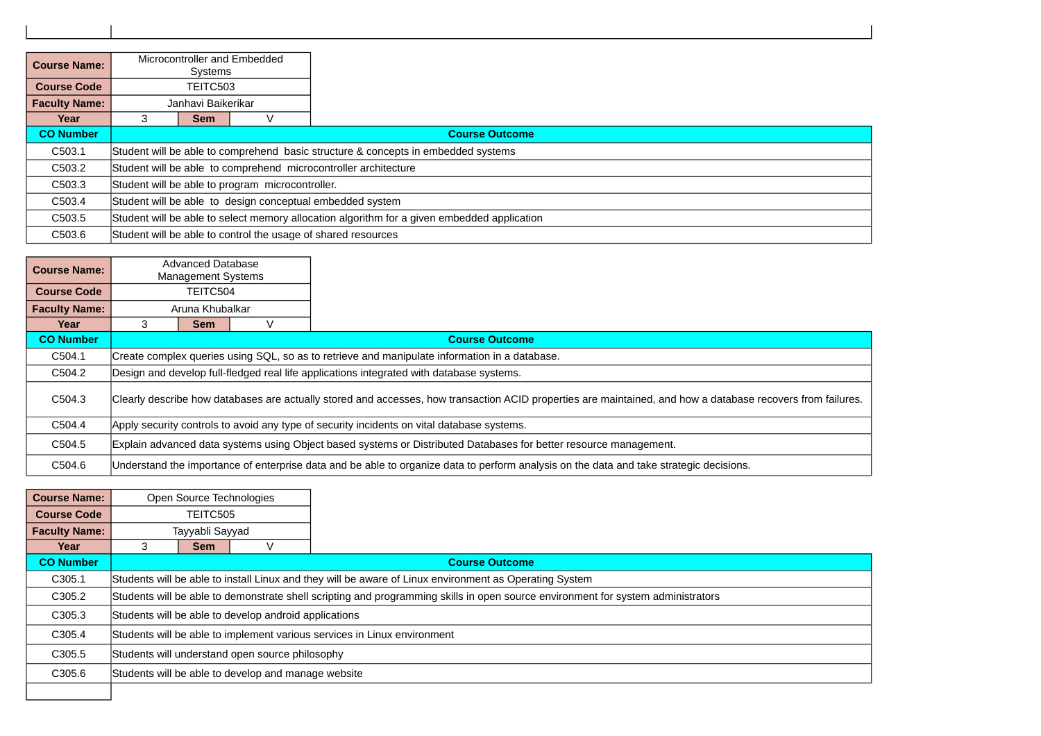| Course Name: | Microcontroller and Embedded Systems | | |
|---|---|---|---|
| Course Code | TEITC503 | | |
| Faculty Name: | Janhavi Baikerikar | | |
| Year | 3 | Sem | V |

| CO Number | Course Outcome |
|---|---|
| C503.1 | Student will be able to comprehend basic structure & concepts in embedded systems |
| C503.2 | Student will be able to comprehend microcontroller architecture |
| C503.3 | Student will be able to program microcontroller. |
| C503.4 | Student will be able to design conceptual embedded system |
| C503.5 | Student will be able to select memory allocation algorithm for a given embedded application |
| C503.6 | Student will be able to control the usage of shared resources |

| Course Name: | Advanced Database Management Systems | | |
|---|---|---|---|
| Course Code | TEITC504 | | |
| Faculty Name: | Aruna Khubalkar | | |
| Year | 3 | Sem | V |

| CO Number | Course Outcome |
|---|---|
| C504.1 | Create complex queries using SQL, so as to retrieve and manipulate information in a database. |
| C504.2 | Design and develop full-fledged real life applications integrated with database systems. |
| C504.3 | Clearly describe how databases are actually stored and accesses, how transaction ACID properties are maintained, and how a database recovers from failures. |
| C504.4 | Apply security controls to avoid any type of security incidents on vital database systems. |
| C504.5 | Explain advanced data systems using Object based systems or Distributed Databases for better resource management. |
| C504.6 | Understand the importance of enterprise data and be able to organize data to perform analysis on the data and take strategic decisions. |

| Course Name: | Open Source Technologies | | |
|---|---|---|---|
| Course Code | TEITC505 | | |
| Faculty Name: | Tayyabli Sayyad | | |
| Year | 3 | Sem | V |

| CO Number | Course Outcome |
|---|---|
| C305.1 | Students will be able to install Linux and they will be aware of Linux environment as Operating System |
| C305.2 | Students will be able to demonstrate shell scripting and programming skills in open source environment for system administrators |
| C305.3 | Students will be able to develop android applications |
| C305.4 | Students will be able to implement various services in Linux environment |
| C305.5 | Students will understand open source philosophy |
| C305.6 | Students will be able to develop and manage website |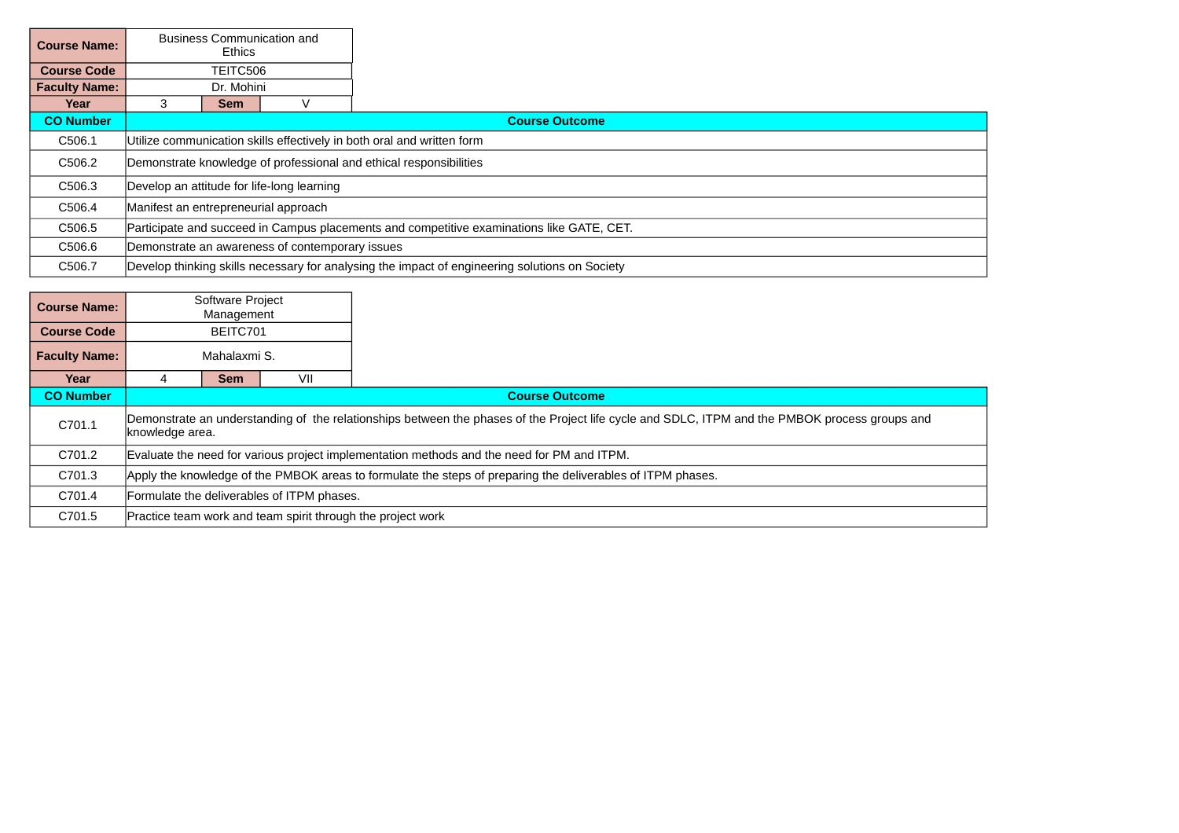| Course Name: | Business Communication and Ethics | | |
|---|---|---|---|
| Course Code | TEITC506 | | |
| Faculty Name: | Dr. Mohini | | |
| Year | 3 | Sem | V |

| CO Number | Course Outcome |
|---|---|
| C506.1 | Utilize communication skills effectively in both oral and written form |
| C506.2 | Demonstrate knowledge of professional and ethical responsibilities |
| C506.3 | Develop an attitude for life-long learning |
| C506.4 | Manifest an entrepreneurial approach |
| C506.5 | Participate and succeed in Campus placements and competitive examinations like GATE, CET. |
| C506.6 | Demonstrate an awareness of contemporary issues |
| C506.7 | Develop thinking skills necessary for analysing the impact of engineering solutions on Society |

| Course Name: | Software Project Management | | |
|---|---|---|---|
| Course Code | BEITC701 | | |
| Faculty Name: | Mahalaxmi S. | | |
| Year | 4 | Sem | VII |

| CO Number | Course Outcome |
|---|---|
| C701.1 | Demonstrate an understanding of the relationships between the phases of the Project life cycle and SDLC, ITPM and the PMBOK process groups and knowledge area. |
| C701.2 | Evaluate the need for various project implementation methods and the need for PM and ITPM. |
| C701.3 | Apply the knowledge of the PMBOK areas to formulate the steps of preparing the deliverables of ITPM phases. |
| C701.4 | Formulate the deliverables of ITPM phases. |
| C701.5 | Practice team work and team spirit through the project work |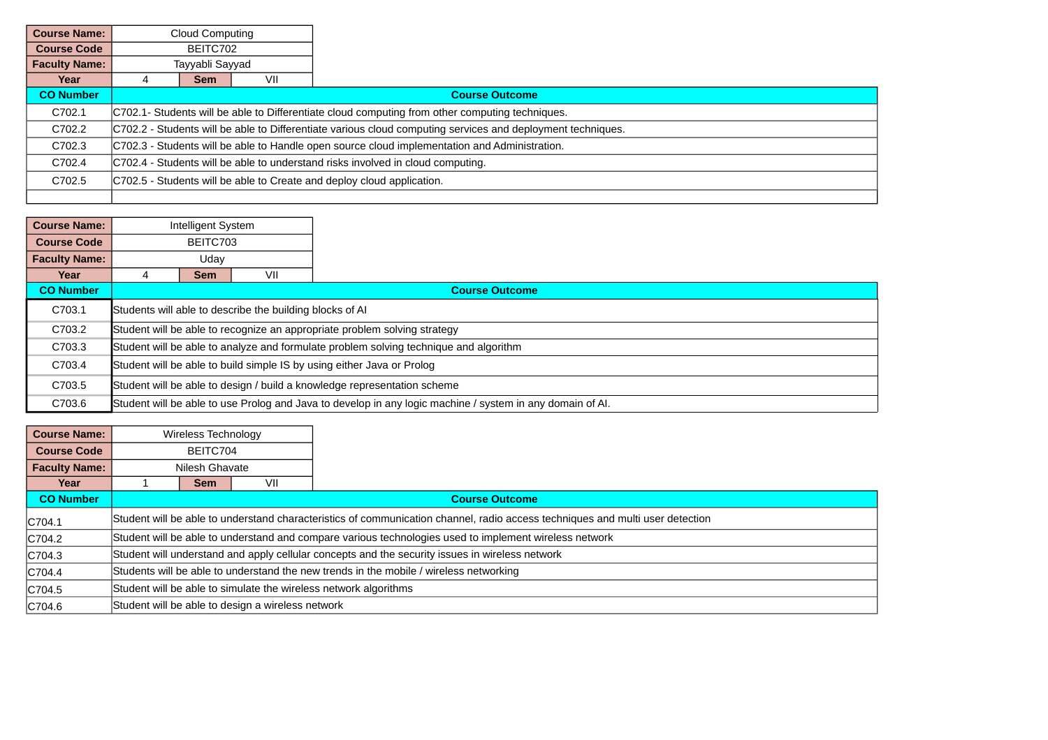| Course Name: | Cloud Computing | |
|---|---|---|
| Course Code | BEITC702 | |
| Faculty Name: | Tayyabli Sayyad | |
| Year | 4 | Sem | VII |

| CO Number | Course Outcome |
|---|---|
| C702.1 | C702.1- Students will be able to Differentiate cloud computing from other computing techniques. |
| C702.2 | C702.2 - Students will be able to Differentiate various cloud computing services and deployment techniques. |
| C702.3 | C702.3 - Students will be able to Handle open source cloud implementation and Administration. |
| C702.4 | C702.4 - Students will be able to understand risks involved in cloud computing. |
| C702.5 | C702.5 - Students will be able to Create and deploy cloud application. |
| | |

| Course Name: | Intelligent System | |
|---|---|---|
| Course Code | BEITC703 | |
| Faculty Name: | Uday | |
| Year | 4 | Sem | VII |

| CO Number | Course Outcome |
|---|---|
| C703.1 | Students will able to describe the building blocks of AI |
| C703.2 | Student will be able to recognize an appropriate problem solving strategy |
| C703.3 | Student will be able to analyze and formulate problem solving technique and algorithm |
| C703.4 | Student will be able to build simple IS by using either Java or Prolog |
| C703.5 | Student will be able to design / build a knowledge representation scheme |
| C703.6 | Student will be able to use Prolog and Java to develop in any logic machine / system in any domain of AI. |

| Course Name: | Wireless Technology | |
|---|---|---|
| Course Code | BEITC704 | |
| Faculty Name: | Nilesh Ghavate | |
| Year | 1 | Sem | VII |

| CO Number | Course Outcome |
|---|---|
| C704.1 | Student will be able to understand characteristics of communication channel, radio access techniques and multi user detection |
| C704.2 | Student will be able to understand and compare various technologies used to implement wireless network |
| C704.3 | Student will understand and apply cellular concepts and the security issues in wireless network |
| C704.4 | Students will be able to understand the new trends in the mobile / wireless networking |
| C704.5 | Student will be able to simulate the wireless network algorithms |
| C704.6 | Student will be able to design a wireless network |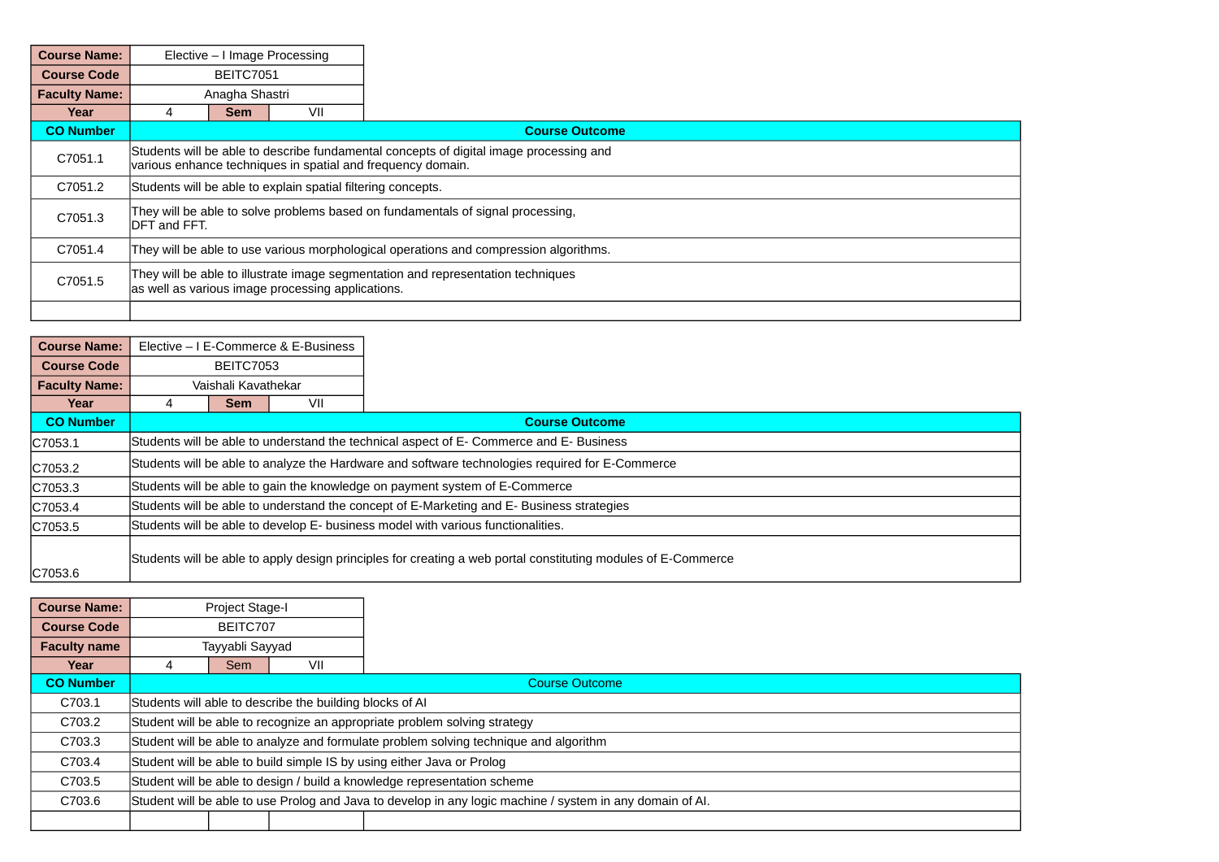| Course Name: | Elective – I Image Processing | |
|---|---|---|
| Course Code | BEITC7051 | |
| Faculty Name: | Anagha Shastri | |
| Year | 4 | Sem | VII |

| CO Number | Course Outcome |
|---|---|
| C7051.1 | Students will be able to describe fundamental concepts of digital image processing and various enhance techniques in spatial and frequency domain. |
| C7051.2 | Students will be able to explain spatial filtering concepts. |
| C7051.3 | They will be able to solve problems based on fundamentals of signal processing, DFT and FFT. |
| C7051.4 | They will be able to use various morphological operations and compression algorithms. |
| C7051.5 | They will be able to illustrate image segmentation and representation techniques as well as various image processing applications. |
| | |

| Course Name: | Elective – I E-Commerce & E-Business | |
|---|---|---|
| Course Code | BEITC7053 | |
| Faculty Name: | Vaishali Kavathekar | |
| Year | 4 | Sem | VII |

| CO Number | Course Outcome |
|---|---|
| C7053.1 | Students will be able to understand the technical aspect of E- Commerce and E- Business |
| C7053.2 | Students will be able to analyze the Hardware and software technologies required for E-Commerce |
| C7053.3 | Students will be able to gain the knowledge on payment system of E-Commerce |
| C7053.4 | Students will be able to understand the concept of E-Marketing and E- Business strategies |
| C7053.5 | Students will be able to develop E- business model with various functionalities. |
| C7053.6 | Students will be able to apply design principles for creating a web portal constituting modules of E-Commerce |

| Course Name: | Project Stage-I | |
|---|---|---|
| Course Code | BEITC707 | |
| Faculty name | Tayyabli Sayyad | |
| Year | 4 | Sem | VII |

| CO Number | Course Outcome |
|---|---|
| C703.1 | Students will able to describe the building blocks of AI |
| C703.2 | Student will be able to recognize an appropriate problem solving strategy |
| C703.3 | Student will be able to analyze and formulate problem solving technique and algorithm |
| C703.4 | Student will be able to build simple IS by using either Java or Prolog |
| C703.5 | Student will be able to design / build a knowledge representation scheme |
| C703.6 | Student will be able to use Prolog and Java to develop in any logic machine / system in any domain of AI. |
| | |